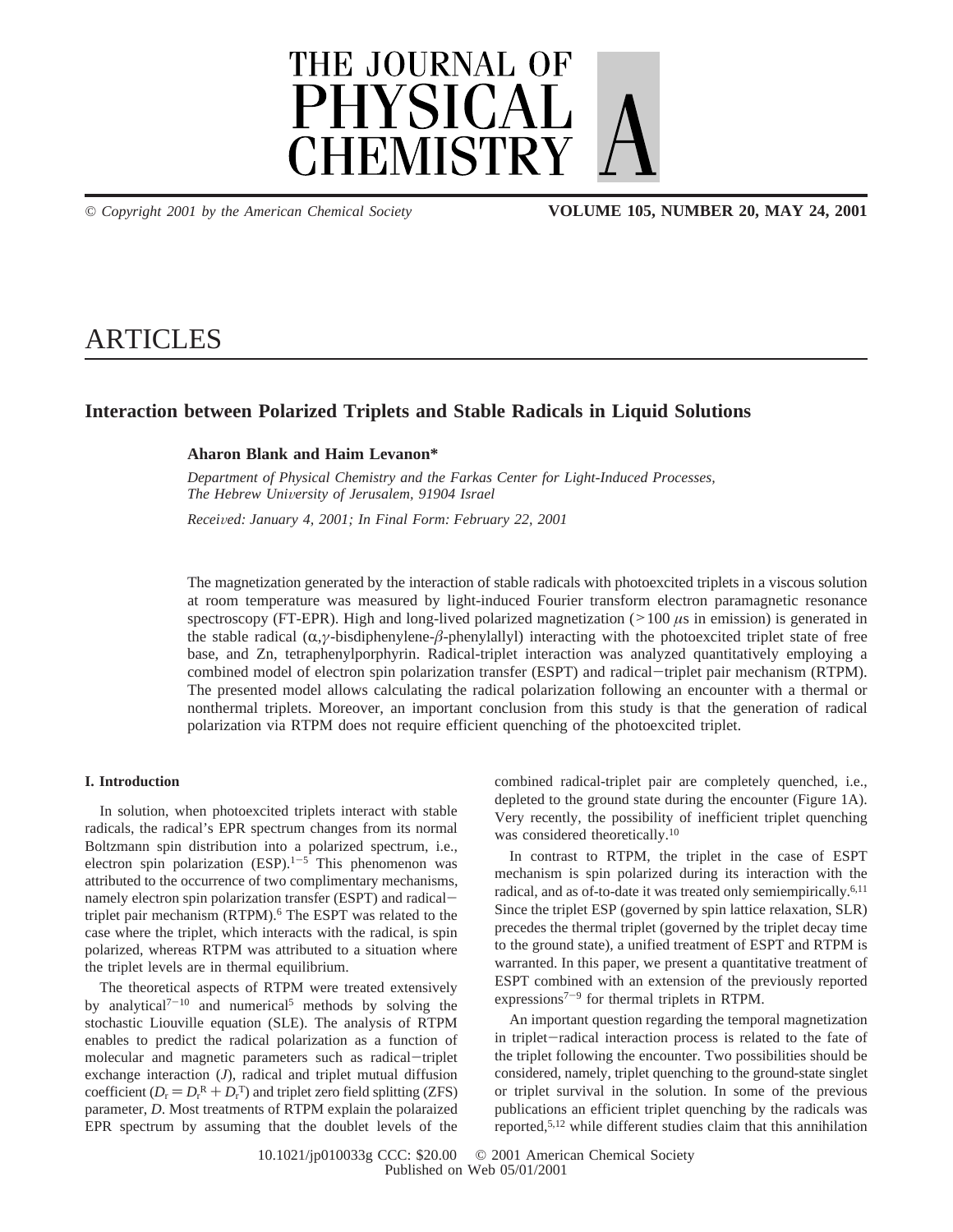# ARTICLES

## Interaction between Polarized Triplets and Stable Radicals in Liquid Solutions

**Aharon Blank and Haim Levanon***

*Department of Physical Chemistry and the Farkas Center for Light-Induced Processes, The Hebrew University of Jerusalem, 91904 Israel*

*Received: January 4, 2001; In Final Form: February 22, 2001*

The magnetization generated by the interaction of stable radicals with photoexcited triplets in a viscous solution at room temperature was measured by light-induced Fourier transform electron paramagnetic resonance spectroscopy (FT-EPR). High and long-lived polarized magnetization (>100 $\mu$s in emission) is generated in the stable radical ($\alpha,\gamma$-bisdiphenylene-$\beta$-phenylallyl) interacting with the photoexcited triplet state of free base, and Zn, tetraphenylporphyrin. Radical-triplet interaction was analyzed quantitatively employing a combined model of electron spin polarization transfer (ESPT) and radical−triplet pair mechanism (RTPM). The presented model allows calculating the radical polarization following an encounter with a thermal or nonthermal triplets. Moreover, an important conclusion from this study is that the generation of radical polarization via RTPM does not require efficient quenching of the photoexcited triplet.

### I. Introduction

In solution, when photoexcited triplets interact with stable radicals, the radical's EPR spectrum changes from its normal Boltzmann spin distribution into a polarized spectrum, i.e., electron spin polarization (ESP).[1−5] This phenomenon was attributed to the occurrence of two complimentary mechanisms, namely electron spin polarization transfer (ESPT) and radical−triplet pair mechanism (RTPM).[6] The ESPT was related to the case where the triplet, which interacts with the radical, is spin polarized, whereas RTPM was attributed to a situation where the triplet levels are in thermal equilibrium.

The theoretical aspects of RTPM were treated extensively by analytical[7−10] and numerical[5] methods by solving the stochastic Liouville equation (SLE). The analysis of RTPM enables to predict the radical polarization as a function of molecular and magnetic parameters such as radical−triplet exchange interaction ($J$), radical and triplet mutual diffusion coefficient ($D_r = D_r^R + D_r^T$) and triplet zero field splitting (ZFS) parameter, $D$. Most treatments of RTPM explain the polarized EPR spectrum by assuming that the doublet levels of the combined radical-triplet pair are completely quenched, i.e., depleted to the ground state during the encounter (Figure 1A). Very recently, the possibility of inefficient triplet quenching was considered theoretically.[10]

In contrast to RTPM, the triplet in the case of ESPT mechanism is spin polarized during its interaction with the radical, and as of-to-date it was treated only semiempirically.[6,11] Since the triplet ESP (governed by spin lattice relaxation, SLR) precedes the thermal triplet (governed by the triplet decay time to the ground state), a unified treatment of ESPT and RTPM is warranted. In this paper, we present a quantitative treatment of ESPT combined with an extension of the previously reported expressions[7−9] for thermal triplets in RTPM.

An important question regarding the temporal magnetization in triplet−radical interaction process is related to the fate of the triplet following the encounter. Two possibilities should be considered, namely, triplet quenching to the ground-state singlet or triplet survival in the solution. In some of the previous publications an efficient triplet quenching by the radicals was reported,[5,12] while different studies claim that this annihilation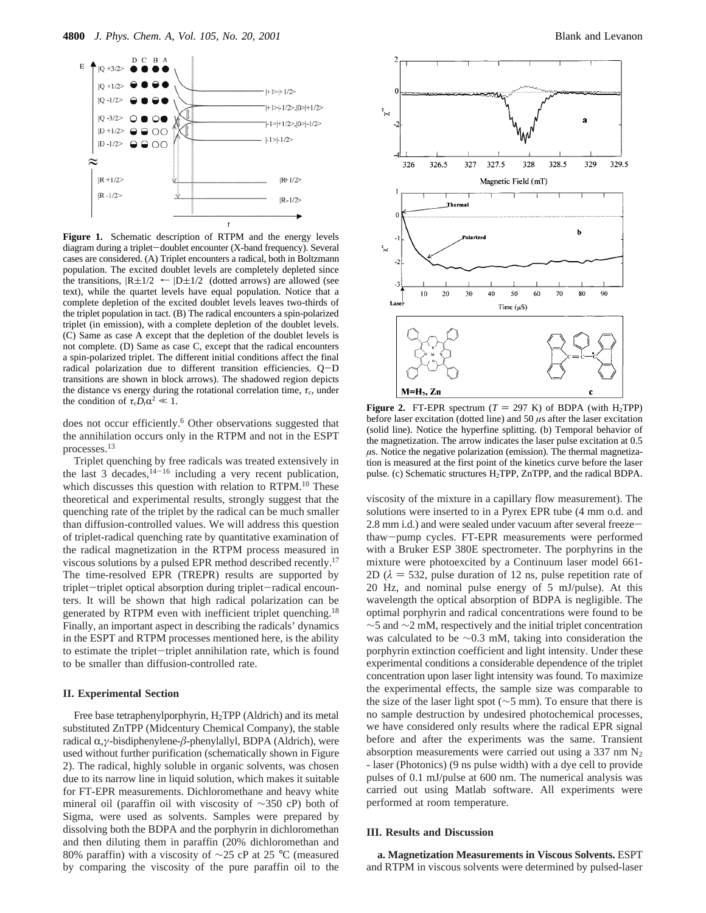**Figure 1.** Schematic description of RTPM and the energy levels diagram during a triplet–doublet encounter (X-band frequency). Several cases are considered. (A) Triplet encounters a radical, both in Boltzmann population. The excited doublet levels are completely depleted since the transitions, $|R\pm1/2\rangle \leftarrow |D\pm1/2\rangle$ (dotted arrows) are allowed (see text), while the quartet levels have equal population. Notice that a complete depletion of the excited doublet levels leaves two-thirds of the triplet population in tact. (B) The radical encounters a spin-polarized triplet (in emission), with a complete depletion of the doublet levels. (C) Same as case A except that the depletion of the doublet levels is not complete. (D) Same as case C, except that the radical encounters a spin-polarized triplet. The different initial conditions affect the final radical polarization due to different transition efficiencies. Q–D transitions are shown in block arrows). The shadowed region depicts the distance vs energy during the rotational correlation time, $\tau_c$, under the condition of $\tau_c D_t \alpha^2 \ll 1$.

does not occur efficiently.[6] Other observations suggested that the annihilation occurs only in the RTPM and not in the ESPT processes.[13]

Triplet quenching by free radicals was treated extensively in the last 3 decades,[14–16] including a very recent publication, which discusses this question with relation to RTPM.[10] These theoretical and experimental results, strongly suggest that the quenching rate of the triplet by the radical can be much smaller than diffusion-controlled values. We will address this question of triplet-radical quenching rate by quantitative examination of the radical magnetization in the RTPM process measured in viscous solutions by a pulsed EPR method described recently.[17] The time-resolved EPR (TREPR) results are supported by triplet–triplet optical absorption during triplet–radical encounters. It will be shown that high radical polarization can be generated by RTPM even with inefficient triplet quenching.[18] Finally, an important aspect in describing the radicals' dynamics in the ESPT and RTPM processes mentioned here, is the ability to estimate the triplet–triplet annihilation rate, which is found to be smaller than diffusion-controlled rate.

## II. Experimental Section

Free base tetraphenylporphyrin, $H_2TPP$ (Aldrich) and its metal substituted ZnTPP (Midcentury Chemical Company), the stable radical $\alpha,\gamma$-bisdiphenylene-$\beta$-phenylallyl, BDPA (Aldrich), were used without further purification (schematically shown in Figure 2). The radical, highly soluble in organic solvents, was chosen due to its narrow line in liquid solution, which makes it suitable for FT-EPR measurements. Dichloromethane and heavy white mineral oil (paraffin oil with viscosity of ~350 cP) both of Sigma, were used as solvents. Samples were prepared by dissolving both the BDPA and the porphyrin in dichloromethan and then diluting them in paraffin (20% dichloromethan and 80% paraffin) with a viscosity of ~25 cP at 25 °C (measured by comparing the viscosity of the pure paraffin oil to the viscosity of the mixture in a capillary flow measurement). The solutions were inserted to in a Pyrex EPR tube (4 mm o.d. and 2.8 mm i.d.) and were sealed under vacuum after several freeze–thaw–pump cycles. FT-EPR measurements were performed with a Bruker ESP 380E spectrometer. The porphyrins in the mixture were photoexcited by a Continuum laser model 661-2D ($\lambda$ = 532, pulse duration of 12 ns, pulse repetition rate of 20 Hz, and nominal pulse energy of 5 mJ/pulse). At this wavelength the optical absorption of BDPA is negligible. The optimal porphyrin and radical concentrations were found to be ~5 and ~2 mM, respectively and the initial triplet concentration was calculated to be ~0.3 mM, taking into consideration the porphyrin extinction coefficient and light intensity. Under these experimental conditions a considerable dependence of the triplet concentration upon laser light intensity was found. To maximize the experimental effects, the sample size was comparable to the size of the laser light spot (~5 mm). To ensure that there is no sample destruction by undesired photochemical processes, we have considered only results where the radical EPR signal before and after the experiments was the same. Transient absorption measurements were carried out using a 337 nm $N_2$ - laser (Photonics) (9 ns pulse width) with a dye cell to provide pulses of 0.1 mJ/pulse at 600 nm. The numerical analysis was carried out using Matlab software. All experiments were performed at room temperature.

**Figure 2.** FT-EPR spectrum ($T$ = 297 K) of BDPA (with $H_2TPP$) before laser excitation (dotted line) and 50 $\mu$s after the laser excitation (solid line). Notice the hyperfine splitting. (b) Temporal behavior of the magnetization. The arrow indicates the laser pulse excitation at 0.5 $\mu$s. Notice the negative polarization (emission). The thermal magnetization is measured at the first point of the kinetics curve before the laser pulse. (c) Schematic structures $H_2TPP$, ZnTPP, and the radical BDPA.

## III. Results and Discussion

**a. Magnetization Measurements in Viscous Solvents.** ESPT and RTPM in viscous solvents were determined by pulsed-laser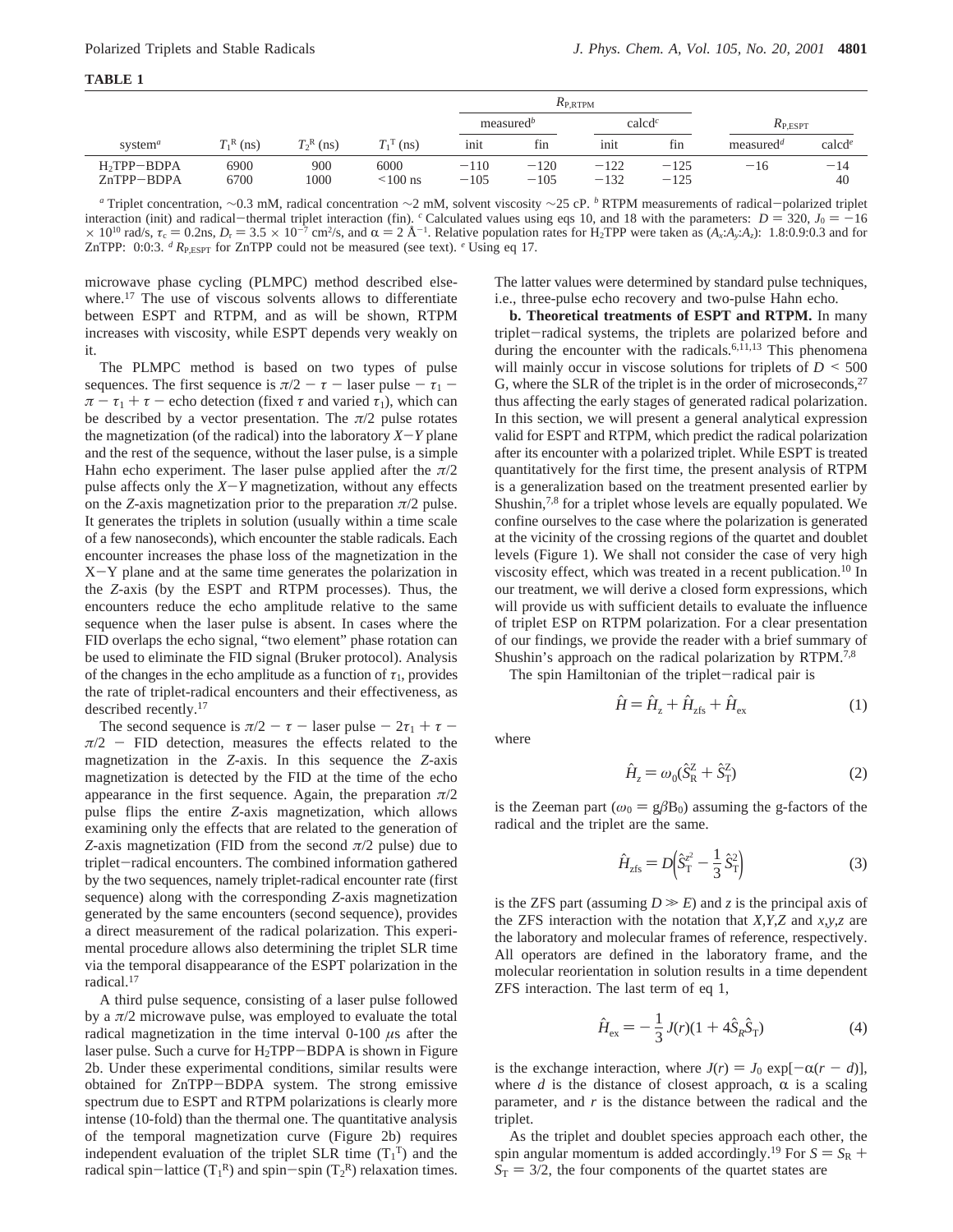**TABLE 1**

| system[a] | $T_1^R$ (ns) | $T_2^R$ (ns) | $T_1^T$ (ns) | $R_{P,RTPM}$ | | | | $R_{P,ESPT}$ | |
|---|---|---|---|---|---|---|---|---|---|
| | | | | measured[b] | | calcd[c] | | | |
| | | | | init | fin | init | fin | measured[d] | calcd[e] |
| $H_2TPP$−BDPA | 6900 | 900 | 6000 | −110 | −120 | −122 | −125 | −16 | −14 |
| ZnTPP−BDPA | 6700 | 1000 | <100 ns | −105 | −105 | −132 | −125 | | 40 |

[a] Triplet concentration, ∼0.3 mM, radical concentration ∼2 mM, solvent viscosity ∼25 cP. [b] RTPM measurements of radical−polarized triplet interaction (init) and radical−thermal triplet interaction (fin). [c] Calculated values using eqs 10, and 18 with the parameters: $D = 320$, $J_0 = -16 \times 10^{10}$ rad/s, $\tau_c = 0.2$ns, $D_r = 3.5 \times 10^{-7}$ cm²/s, and $\alpha = 2$ Å$^{-1}$. Relative population rates for $H_2TPP$ were taken as ($A_x$:$A_y$:$A_z$): 1.8:0.9:0.3 and for ZnTPP: 0:0:3. [d] $R_{P,ESPT}$ for ZnTPP could not be measured (see text). [e] Using eq 17.

microwave phase cycling (PLMPC) method described elsewhere.[17] The use of viscous solvents allows to differentiate between ESPT and RTPM, and as will be shown, RTPM increases with viscosity, while ESPT depends very weakly on it.

The PLMPC method is based on two types of pulse sequences. The first sequence is $\pi/2 - \tau -$ laser pulse $- \tau_1 - \pi - \tau_1 + \tau -$ echo detection (fixed $\tau$ and varied $\tau_1$), which can be described by a vector presentation. The $\pi/2$ pulse rotates the magnetization (of the radical) into the laboratory $X-Y$ plane and the rest of the sequence, without the laser pulse, is a simple Hahn echo experiment. The laser pulse applied after the $\pi/2$ pulse affects only the $X-Y$ magnetization, without any effects on the $Z$-axis magnetization prior to the preparation $\pi/2$ pulse. It generates the triplets in solution (usually within a time scale of a few nanoseconds), which encounter the stable radicals. Each encounter increases the phase loss of the magnetization in the X−Y plane and at the same time generates the polarization in the $Z$-axis (by the ESPT and RTPM processes). Thus, the encounters reduce the echo amplitude relative to the same sequence when the laser pulse is absent. In cases where the FID overlaps the echo signal, "two element" phase rotation can be used to eliminate the FID signal (Bruker protocol). Analysis of the changes in the echo amplitude as a function of $\tau_1$, provides the rate of triplet-radical encounters and their effectiveness, as described recently.[17]

The second sequence is $\pi/2 - \tau -$ laser pulse $- 2\tau_1 + \tau - \pi/2 -$ FID detection, measures the effects related to the magnetization in the $Z$-axis. In this sequence the $Z$-axis magnetization is detected by the FID at the time of the echo appearance in the first sequence. Again, the preparation $\pi/2$ pulse flips the entire $Z$-axis magnetization, which allows examining only the effects that are related to the generation of $Z$-axis magnetization (FID from the second $\pi/2$ pulse) due to triplet−radical encounters. The combined information gathered by the two sequences, namely triplet-radical encounter rate (first sequence) along with the corresponding $Z$-axis magnetization generated by the same encounters (second sequence), provides a direct measurement of the radical polarization. This experimental procedure allows also determining the triplet SLR time via the temporal disappearance of the ESPT polarization in the radical.[17]

A third pulse sequence, consisting of a laser pulse followed by a $\pi/2$ microwave pulse, was employed to evaluate the total radical magnetization in the time interval 0-100 $\mu$s after the laser pulse. Such a curve for $H_2TPP$−BDPA is shown in Figure 2b. Under these experimental conditions, similar results were obtained for ZnTPP−BDPA system. The strong emissive spectrum due to ESPT and RTPM polarizations is clearly more intense (10-fold) than the thermal one. The quantitative analysis of the temporal magnetization curve (Figure 2b) requires independent evaluation of the triplet SLR time ($T_1^T$) and the radical spin−lattice ($T_1^R$) and spin−spin ($T_2^R$) relaxation times. The latter values were determined by standard pulse techniques, i.e., three-pulse echo recovery and two-pulse Hahn echo.

**b. Theoretical treatments of ESPT and RTPM.** In many triplet−radical systems, the triplets are polarized before and during the encounter with the radicals.[6,11,13] This phenomena will mainly occur in viscose solutions for triplets of $D < 500$ G, where the SLR of the triplet is in the order of microseconds,[27] thus affecting the early stages of generated radical polarization. In this section, we will present a general analytical expression valid for ESPT and RTPM, which predict the radical polarization after its encounter with a polarized triplet. While ESPT is treated quantitatively for the first time, the present analysis of RTPM is a generalization based on the treatment presented earlier by Shushin,[7,8] for a triplet whose levels are equally populated. We confine ourselves to the case where the polarization is generated at the vicinity of the crossing regions of the quartet and doublet levels (Figure 1). We shall not consider the case of very high viscosity effect, which was treated in a recent publication.[10] In our treatment, we will derive a closed form expressions, which will provide us with sufficient details to evaluate the influence of triplet ESP on RTPM polarization. For a clear presentation of our findings, we provide the reader with a brief summary of Shushin's approach on the radical polarization by RTPM.[7,8]

The spin Hamiltonian of the triplet−radical pair is

$$\hat{H} = \hat{H}_z + \hat{H}_{zfs} + \hat{H}_{ex} \tag{1}$$

where

$$\hat{H}_z = \omega_0(\hat{S}_R^Z + \hat{S}_T^Z) \tag{2}$$

is the Zeeman part ($\omega_0 = g\beta B_0$) assuming the g-factors of the radical and the triplet are the same.

$$\hat{H}_{zfs} = D\left(\hat{S}_T^{z^2} - \frac{1}{3}\hat{S}_T^2\right) \tag{3}$$

is the ZFS part (assuming $D \gg E$) and $z$ is the principal axis of the ZFS interaction with the notation that $X,Y,Z$ and $x,y,z$ are the laboratory and molecular frames of reference, respectively. All operators are defined in the laboratory frame, and the molecular reorientation in solution results in a time dependent ZFS interaction. The last term of eq 1,

$$\hat{H}_{ex} = -\frac{1}{3}J(r)(1 + 4\hat{S}_R\hat{S}_T) \tag{4}$$

is the exchange interaction, where $J(r) = J_0 \exp[-\alpha(r - d)]$, where $d$ is the distance of closest approach, $\alpha$ is a scaling parameter, and $r$ is the distance between the radical and the triplet.

As the triplet and doublet species approach each other, the spin angular momentum is added accordingly.[19] For $S = S_R + S_T = 3/2$, the four components of the quartet states are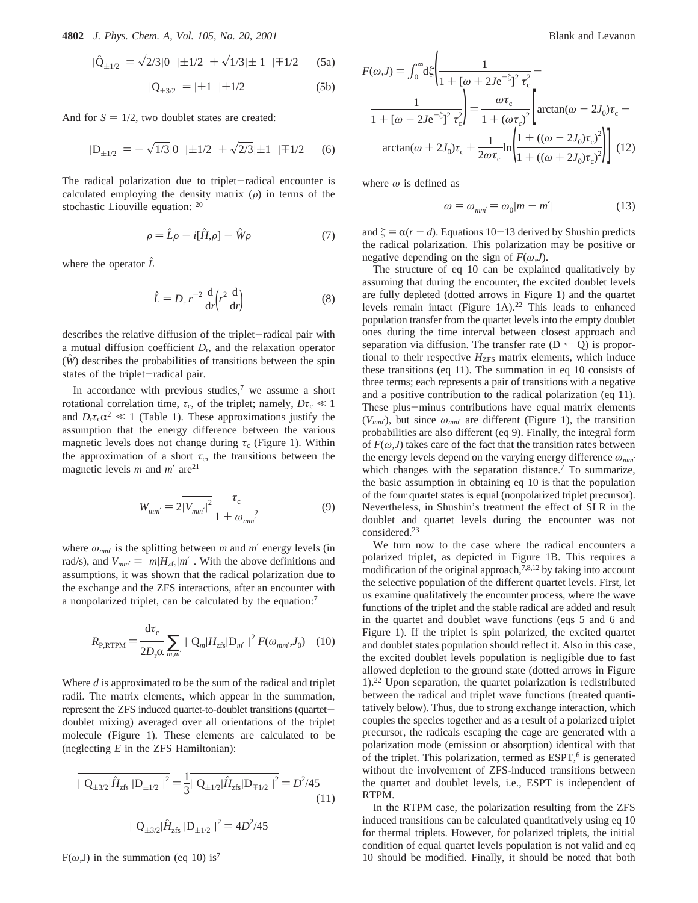$$|\hat{Q}_{\pm 1/2}\rangle = \sqrt{2/3}|0\rangle|\pm 1/2\rangle + \sqrt{1/3}|\pm 1\rangle|\mp 1/2\rangle \quad (5a)$$

$$|Q_{\pm 3/2}\rangle = |\pm 1\rangle|\pm 1/2\rangle \quad (5b)$$

And for $S = 1/2$, two doublet states are created:

$$|D_{\pm 1/2}\rangle = -\sqrt{1/3}|0\rangle|\pm 1/2\rangle + \sqrt{2/3}|\pm 1\rangle|\mp 1/2\rangle \quad (6)$$

The radical polarization due to triplet–radical encounter is calculated employing the density matrix ($\rho$) in terms of the stochastic Liouville equation:[20]

$$\rho = \hat{L}\rho - i[\hat{H},\rho] - \hat{W}\rho \quad (7)$$

where the operator $\hat{L}$

$$\hat{L} = D_r r^{-2} \frac{d}{dr}\left(r^2 \frac{d}{dr}\right) \quad (8)$$

describes the relative diffusion of the triplet–radical pair with a mutual diffusion coefficient $D_r$, and the relaxation operator ($\hat{W}$) describes the probabilities of transitions between the spin states of the triplet–radical pair.

In accordance with previous studies,[7] we assume a short rotational correlation time, $\tau_c$, of the triplet; namely, $D\tau_c \ll 1$ and $D_r\tau_c\alpha^2 \ll 1$ (Table 1). These approximations justify the assumption that the energy difference between the various magnetic levels does not change during $\tau_c$ (Figure 1). Within the approximation of a short $\tau_c$, the transitions between the magnetic levels $m$ and $m'$ are[21]

$$W_{mm'} = 2\overline{|V_{mm'}|^2}\frac{\tau_c}{1 + \omega_{mm'}^{\ 2}} \quad (9)$$

where $\omega_{mm'}$ is the splitting between $m$ and $m'$ energy levels (in rad/s), and $V_{mm'} = \langle m|H_{zfs}|m'\rangle$. With the above definitions and assumptions, it was shown that the radical polarization due to the exchange and the ZFS interactions, after an encounter with a nonpolarized triplet, can be calculated by the equation:[7]

$$R_{P,RTPM} = \frac{d\tau_c}{2D_r\alpha}\sum_{m,m'}\overline{|\langle Q_m|H_{zfs}|D_{m'}\rangle|^2}\,F(\omega_{mm'},J_0) \quad (10)$$

Where $d$ is approximated to be the sum of the radical and triplet radii. The matrix elements, which appear in the summation, represent the ZFS induced quartet-to-doublet transitions (quartet–doublet mixing) averaged over all orientations of the triplet molecule (Figure 1). These elements are calculated to be (neglecting $E$ in the ZFS Hamiltonian):

$$\overline{|\langle Q_{\pm 3/2}|\hat{H}_{zfs}|D_{\pm 1/2}\rangle|^2} = \frac{1}{3}\overline{|\langle Q_{\pm 1/2}|\hat{H}_{zfs}|D_{\mp 1/2}\rangle|^2} = D^2/45 \quad (11)$$

$$\overline{|\langle Q_{\pm 3/2}|\hat{H}_{zfs}|D_{\pm 1/2}\rangle|^2} = 4D^2/45$$

$F(\omega,J)$ in the summation (eq 10) is[7]

$$F(\omega,J) = \int_0^\infty d\zeta\left(\frac{1}{1 + [\omega + 2Je^{-\zeta}]^2\tau_c^2} - \frac{1}{1 + [\omega - 2Je^{-\zeta}]^2\tau_c^2}\right) = \frac{\omega\tau_c}{1 + (\omega\tau_c)^2}\left[\arctan(\omega - 2J_0)\tau_c - \arctan(\omega + 2J_0)\tau_c + \frac{1}{2\omega\tau_c}\ln\left(\frac{1 + ((\omega - 2J_0)\tau_c)^2}{1 + ((\omega + 2J_0)\tau_c)^2}\right)\right] \quad (12)$$

where $\omega$ is defined as

$$\omega = \omega_{mm'} = \omega_0|m - m'| \quad (13)$$

and $\zeta = \alpha(r - d)$. Equations 10–13 derived by Shushin predicts the radical polarization. This polarization may be positive or negative depending on the sign of $F(\omega,J)$.

The structure of eq 10 can be explained qualitatively by assuming that during the encounter, the excited doublet levels are fully depleted (dotted arrows in Figure 1) and the quartet levels remain intact (Figure 1A).[22] This leads to enhanced population transfer from the quartet levels into the empty doublet ones during the time interval between closest approach and separation via diffusion. The transfer rate (D ← Q) is proportional to their respective $H_{ZFS}$ matrix elements, which induce these transitions (eq 11). The summation in eq 10 consists of three terms; each represents a pair of transitions with a negative and a positive contribution to the radical polarization (eq 11). These plus–minus contributions have equal matrix elements ($V_{mm'}$), but since $\omega_{mm'}$ are different (Figure 1), the transition probabilities are also different (eq 9). Finally, the integral form of $F(\omega,J)$ takes care of the fact that the transition rates between the energy levels depend on the varying energy difference $\omega_{mm'}$ which changes with the separation distance.[7] To summarize, the basic assumption in obtaining eq 10 is that the population of the four quartet states is equal (nonpolarized triplet precursor). Nevertheless, in Shushin's treatment the effect of SLR in the doublet and quartet levels during the encounter was not considered.[23]

We turn now to the case where the radical encounters a polarized triplet, as depicted in Figure 1B. This requires a modification of the original approach,[7,8,12] by taking into account the selective population of the different quartet levels. First, let us examine qualitatively the encounter process, where the wave functions of the triplet and the stable radical are added and result in the quartet and doublet wave functions (eqs 5 and 6 and Figure 1). If the triplet is spin polarized, the excited quartet and doublet states population should reflect it. Also in this case, the excited doublet levels population is negligible due to fast allowed depletion to the ground state (dotted arrows in Figure 1).[22] Upon separation, the quartet polarization is redistributed between the radical and triplet wave functions (treated quantitatively below). Thus, due to strong exchange interaction, which couples the species together and as a result of a polarized triplet precursor, the radicals escaping the cage are generated with a polarization mode (emission or absorption) identical with that of the triplet. This polarization, termed as ESPT,[6] is generated without the involvement of ZFS-induced transitions between the quartet and doublet levels, i.e., ESPT is independent of RTPM.

In the RTPM case, the polarization resulting from the ZFS induced transitions can be calculated quantitatively using eq 10 for thermal triplets. However, for polarized triplets, the initial condition of equal quartet levels population is not valid and eq 10 should be modified. Finally, it should be noted that both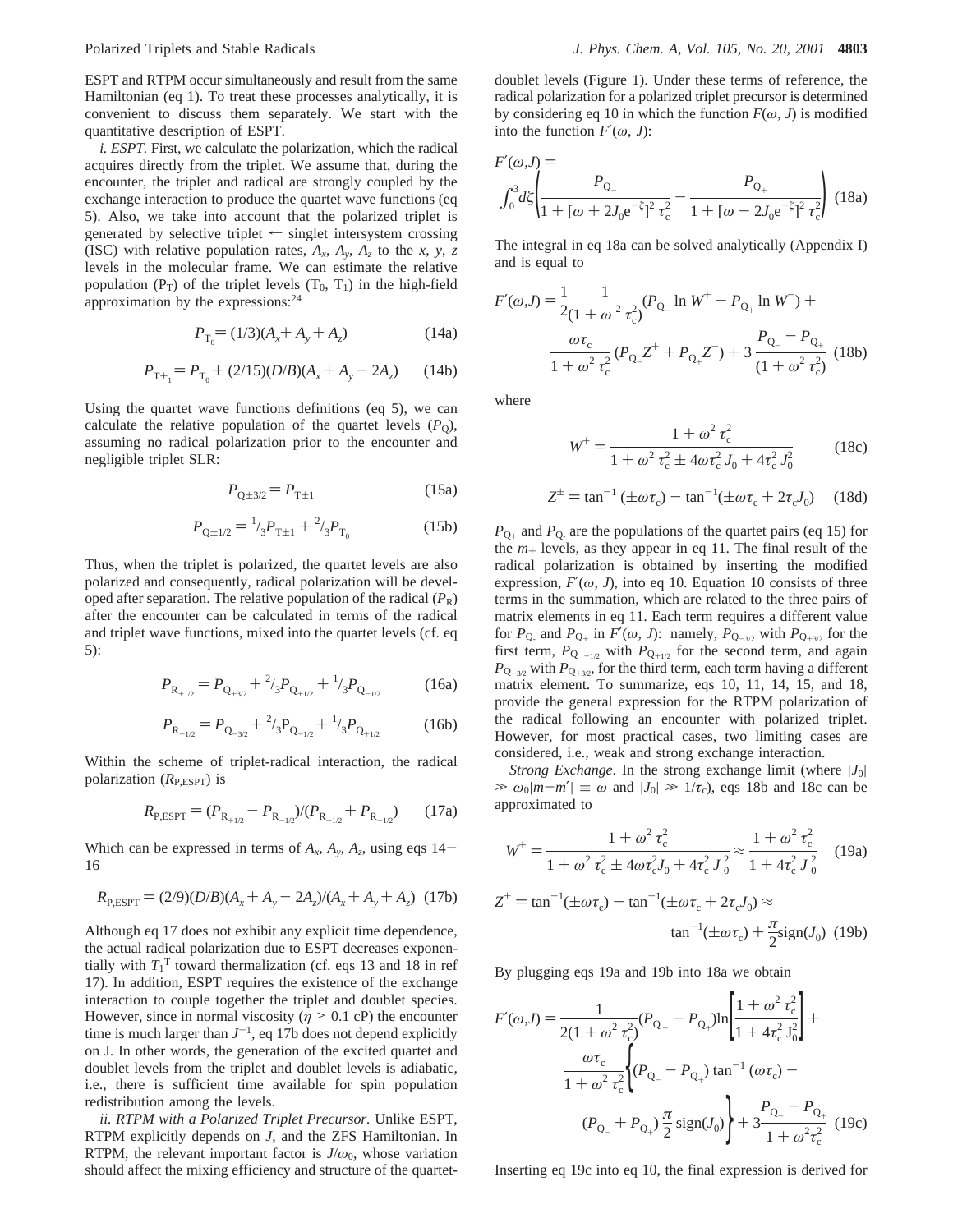ESPT and RTPM occur simultaneously and result from the same Hamiltonian (eq 1). To treat these processes analytically, it is convenient to discuss them separately. We start with the quantitative description of ESPT.

*i. ESPT.* First, we calculate the polarization, which the radical acquires directly from the triplet. We assume that, during the encounter, the triplet and radical are strongly coupled by the exchange interaction to produce the quartet wave functions (eq 5). Also, we take into account that the polarized triplet is generated by selective triplet ← singlet intersystem crossing (ISC) with relative population rates, $A_x$, $A_y$, $A_z$ to the $x$, $y$, $z$ levels in the molecular frame. We can estimate the relative population ($P_T$) of the triplet levels ($T_0$, $T_1$) in the high-field approximation by the expressions:[24]

$$P_{T_0} = (1/3)(A_x + A_y + A_z) \tag{14a}$$

$$P_{T\pm_1} = P_{T_0} \pm (2/15)(D/B)(A_x + A_y - 2A_z) \tag{14b}$$

Using the quartet wave functions definitions (eq 5), we can calculate the relative population of the quartet levels ($P_Q$), assuming no radical polarization prior to the encounter and negligible triplet SLR:

$$P_{Q\pm 3/2} = P_{T\pm 1} \tag{15a}$$

$$P_{Q\pm 1/2} = {}^{1}\!/_{3}P_{T\pm 1} + {}^{2}\!/_{3}P_{T_0} \tag{15b}$$

Thus, when the triplet is polarized, the quartet levels are also polarized and consequently, radical polarization will be developed after separation. The relative population of the radical ($P_R$) after the encounter can be calculated in terms of the radical and triplet wave functions, mixed into the quartet levels (cf. eq 5):

$$P_{R_{+1/2}} = P_{Q_{+3/2}} + {}^{2}\!/_{3}P_{Q_{+1/2}} + {}^{1}\!/_{3}P_{Q_{-1/2}} \tag{16a}$$

$$P_{R_{-1/2}} = P_{Q_{-3/2}} + {}^{2}\!/_{3}P_{Q_{-1/2}} + {}^{1}\!/_{3}P_{Q_{+1/2}} \tag{16b}$$

Within the scheme of triplet-radical interaction, the radical polarization ($R_{P,ESPT}$) is

$$R_{P,ESPT} = (P_{R_{+1/2}} - P_{R_{-1/2}})/(P_{R_{+1/2}} + P_{R_{-1/2}}) \tag{17a}$$

Which can be expressed in terms of $A_x$, $A_y$, $A_z$, using eqs 14–16

$$R_{P,ESPT} = (2/9)(D/B)(A_x + A_y - 2A_z)/(A_x + A_y + A_z) \tag{17b}$$

Although eq 17 does not exhibit any explicit time dependence, the actual radical polarization due to ESPT decreases exponentially with $T_1^T$ toward thermalization (cf. eqs 13 and 18 in ref 17). In addition, ESPT requires the existence of the exchange interaction to couple together the triplet and doublet species. However, since in normal viscosity ($\eta > 0.1$ cP) the encounter time is much larger than $J^{-1}$, eq 17b does not depend explicitly on J. In other words, the generation of the excited quartet and doublet levels from the triplet and doublet levels is adiabatic, i.e., there is sufficient time available for spin population redistribution among the levels.

*ii. RTPM with a Polarized Triplet Precursor.* Unlike ESPT, RTPM explicitly depends on $J$, and the ZFS Hamiltonian. In RTPM, the relevant important factor is $J/\omega_0$, whose variation should affect the mixing efficiency and structure of the quartet-doublet levels (Figure 1). Under these terms of reference, the radical polarization for a polarized triplet precursor is determined by considering eq 10 in which the function $F(\omega, J)$ is modified into the function $F'(\omega, J)$:

$$F'(\omega,J) = \int_0^3 d\zeta \left( \frac{P_{Q_-}}{1 + [\omega + 2J_0 e^{-\zeta}]^2 \tau_c^2} - \frac{P_{Q_+}}{1 + [\omega - 2J_0 e^{-\zeta}]^2 \tau_c^2} \right) \tag{18a}$$

The integral in eq 18a can be solved analytically (Appendix I) and is equal to

$$F'(\omega,J) = \frac{1}{2}\frac{1}{(1 + \omega^2 \tau_c^2)}(P_{Q_-} \ln W^+ - P_{Q_+} \ln W^-) + \frac{\omega\tau_c}{1 + \omega^2 \tau_c^2}(P_{Q_-} Z^+ + P_{Q_+} Z^-) + 3\frac{P_{Q_-} - P_{Q_+}}{(1 + \omega^2 \tau_c^2)} \tag{18b}$$

where

$$W^\pm = \frac{1 + \omega^2 \tau_c^2}{1 + \omega^2 \tau_c^2 \pm 4\omega\tau_c^2 J_0 + 4\tau_c^2 J_0^2} \tag{18c}$$

$$Z^\pm = \tan^{-1}(\pm\omega\tau_c) - \tan^{-1}(\pm\omega\tau_c + 2\tau_c J_0) \tag{18d}$$

$P_{Q_+}$ and $P_{Q_-}$ are the populations of the quartet pairs (eq 15) for the $m_\pm$ levels, as they appear in eq 11. The final result of the radical polarization is obtained by inserting the modified expression, $F'(\omega, J)$, into eq 10. Equation 10 consists of three terms in the summation, which are related to the three pairs of matrix elements in eq 11. Each term requires a different value for $P_{Q_-}$ and $P_{Q_+}$ in $F'(\omega, J)$: namely, $P_{Q_{-3/2}}$ with $P_{Q_{+3/2}}$ for the first term, $P_{Q_{-1/2}}$ with $P_{Q_{+1/2}}$ for the second term, and again $P_{Q_{-3/2}}$ with $P_{Q_{+3/2}}$, for the third term, each term having a different matrix element. To summarize, eqs 10, 11, 14, 15, and 18, provide the general expression for the RTPM polarization of the radical following an encounter with polarized triplet. However, for most practical cases, two limiting cases are considered, i.e., weak and strong exchange interaction.

*Strong Exchange.* In the strong exchange limit (where $|J_0| \gg \omega_0|m-m'| \equiv \omega$ and $|J_0| \gg 1/\tau_c$), eqs 18b and 18c can be approximated to

$$W^\pm = \frac{1 + \omega^2 \tau_c^2}{1 + \omega^2 \tau_c^2 \pm 4\omega\tau_c^2 J_0 + 4\tau_c^2 J_0^2} \approx \frac{1 + \omega^2 \tau_c^2}{1 + 4\tau_c^2 J_0^2} \tag{19a}$$

$$Z^\pm = \tan^{-1}(\pm\omega\tau_c) - \tan^{-1}(\pm\omega\tau_c + 2\tau_c J_0) \approx \tan^{-1}(\pm\omega\tau_c) + \frac{\pi}{2}\text{sign}(J_0) \tag{19b}$$

By plugging eqs 19a and 19b into 18a we obtain

$$F'(\omega,J) = \frac{1}{2(1 + \omega^2 \tau_c^2)}(P_{Q_-} - P_{Q_+})\ln\left[\frac{1 + \omega^2 \tau_c^2}{1 + 4\tau_c^2 J_0^2}\right] + \frac{\omega\tau_c}{1 + \omega^2 \tau_c^2}\left\{(P_{Q_-} - P_{Q_+})\tan^{-1}(\omega\tau_c) - (P_{Q_-} + P_{Q_+})\frac{\pi}{2}\text{sign}(J_0)\right\} + 3\frac{P_{Q_-} - P_{Q_+}}{1 + \omega^2\tau_c^2} \tag{19c}$$

Inserting eq 19c into eq 10, the final expression is derived for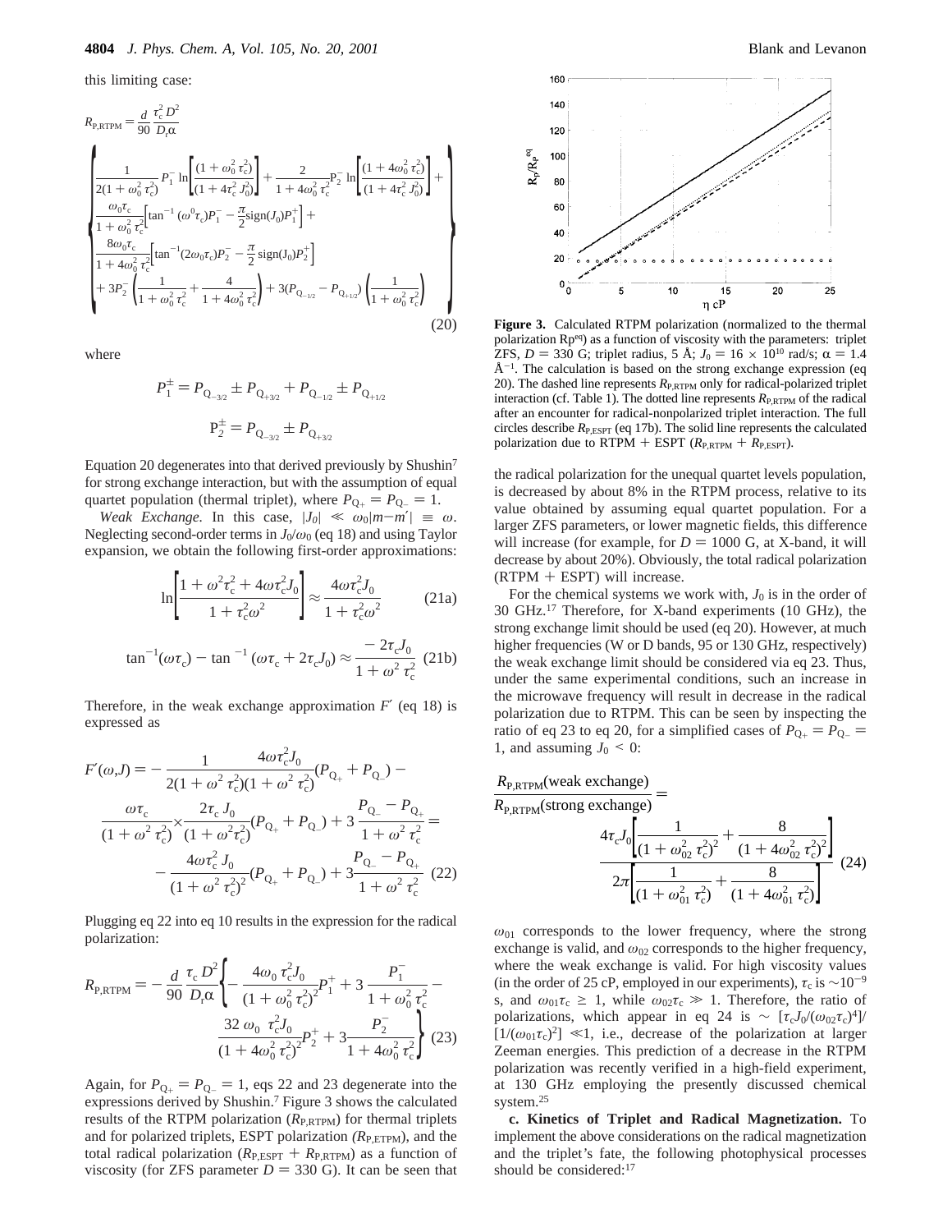this limiting case:

$$
R_{\mathrm{P,RTPM}} = \frac{d}{90}\frac{\tau_c^2 D^2}{D_r \alpha}
\left\{
\begin{aligned}
&\frac{1}{2(1+\omega_0^2\tau_c^2)}P_1^-\ln\left[\frac{(1+\omega_0^2\tau_c^2)}{(1+4\tau_c^2J_0^2)}\right] + \frac{2}{1+4\omega_0^2\tau_c^2}P_2^-\ln\left[\frac{(1+4\omega_0^2\tau_c^2)}{(1+4\tau_c^2J_0^2)}\right] + \\
&\frac{\omega_0\tau_c}{1+\omega_0^2\tau_c^2}\left[\tan^{-1}(\omega^0\tau_c)P_1^- - \frac{\pi}{2}\mathrm{sign}(J_0)P_1^+\right] + \\
&\frac{8\omega_0\tau_c}{1+4\omega_0^2\tau_c^2}\left[\tan^{-1}(2\omega_0\tau_c)P_2^- - \frac{\pi}{2}\mathrm{sign}(J_0)P_2^+\right] \\
&+ 3P_2^-\left(\frac{1}{1+\omega_0^2\tau_c^2}+\frac{4}{1+4\omega_0^2\tau_c^2}\right) + 3(P_{Q_{-1/2}} - P_{Q_{+1/2}})\left(\frac{1}{1+\omega_0^2\tau_c^2}\right)
\end{aligned}
\right\}
\tag{20}
$$

where

$$
P_1^{\pm} = P_{Q_{-3/2}} \pm P_{Q_{+3/2}} + P_{Q_{-1/2}} \pm P_{Q_{+1/2}}
$$

$$
P_2^{\pm} = P_{Q_{-3/2}} \pm P_{Q_{+3/2}}
$$

Equation 20 degenerates into that derived previously by Shushin[7] for strong exchange interaction, but with the assumption of equal quartet population (thermal triplet), where $P_{Q_+} = P_{Q_-} = 1$.

*Weak Exchange.* In this case, $|J_0| \ll \omega_0|m-m'| \equiv \omega$. Neglecting second-order terms in $J_0/\omega_0$ (eq 18) and using Taylor expansion, we obtain the following first-order approximations:

$$
\ln\left[\frac{1+\omega^2\tau_c^2+4\omega\tau_c^2J_0}{1+\tau_c^2\omega^2}\right] \approx \frac{4\omega\tau_c^2J_0}{1+\tau_c^2\omega^2} \tag{21a}
$$

$$
\tan^{-1}(\omega\tau_c) - \tan^{-1}(\omega\tau_c + 2\tau_cJ_0) \approx \frac{-2\tau_cJ_0}{1+\omega^2\tau_c^2} \tag{21b}
$$

Therefore, in the weak exchange approximation $F'$ (eq 18) is expressed as

$$
\begin{aligned}
F'(\omega,J) = &-\frac{1}{2(1+\omega^2\tau_c^2)}\frac{4\omega\tau_c^2J_0}{(1+\omega^2\tau_c^2)}(P_{Q_+}+P_{Q_-}) - \\
&\frac{\omega\tau_c}{(1+\omega^2\tau_c^2)}\times\frac{2\tau_cJ_0}{(1+\omega^2\tau_c^2)}(P_{Q_+}+P_{Q_-}) + 3\frac{P_{Q_-}-P_{Q_+}}{1+\omega^2\tau_c^2} = \\
&-\frac{4\omega\tau_c^2J_0}{(1+\omega^2\tau_c^2)^2}(P_{Q_+}+P_{Q_-}) + 3\frac{P_{Q_-}-P_{Q_+}}{1+\omega^2\tau_c^2}
\end{aligned}
\tag{22}
$$

Plugging eq 22 into eq 10 results in the expression for the radical polarization:

$$
R_{\mathrm{P,RTPM}} = -\frac{d}{90}\frac{\tau_c D^2}{D_r\alpha}\left\{-\frac{4\omega_0\tau_c^2J_0}{(1+\omega_0^2\tau_c^2)^2}P_1^+ + 3\frac{P_1^-}{1+\omega_0^2\tau_c^2} - \frac{32\,\omega_0\,\tau_c^2J_0}{(1+4\omega_0^2\tau_c^2)^2}P_2^+ + 3\frac{P_2^-}{1+4\omega_0^2\tau_c^2}\right\} \tag{23}
$$

Again, for $P_{Q_+} = P_{Q_-} = 1$, eqs 22 and 23 degenerate into the expressions derived by Shushin.[7] Figure 3 shows the calculated results of the RTPM polarization ($R_{\mathrm{P,RTPM}}$) for thermal triplets and for polarized triplets, ESPT polarization ($R_{\mathrm{P,ETPM}}$), and the total radical polarization ($R_{\mathrm{P,ESPT}} + R_{\mathrm{P,RTPM}}$) as a function of viscosity (for ZFS parameter $D = 330$ G). It can be seen that

**Figure 3.** Calculated RTPM polarization (normalized to the thermal polarization $R_P^{eq}$) as a function of viscosity with the parameters: triplet ZFS, $D = 330$ G; triplet radius, 5 Å; $J_0 = 16 \times 10^{10}$ rad/s; $\alpha = 1.4$ Å$^{-1}$. The calculation is based on the strong exchange expression (eq 20). The dashed line represents $R_{\mathrm{P,RTPM}}$ only for radical-polarized triplet interaction (cf. Table 1). The dotted line represents $R_{\mathrm{P,RTPM}}$ of the radical after an encounter for radical-nonpolarized triplet interaction. The full circles describe $R_{\mathrm{P,ESPT}}$ (eq 17b). The solid line represents the calculated polarization due to RTPM + ESPT ($R_{\mathrm{P,RTPM}} + R_{\mathrm{P,ESPT}}$).

the radical polarization for the unequal quartet levels population, is decreased by about 8% in the RTPM process, relative to its value obtained by assuming equal quartet population. For a larger ZFS parameters, or lower magnetic fields, this difference will increase (for example, for $D = 1000$ G, at X-band, it will decrease by about 20%). Obviously, the total radical polarization (RTPM + ESPT) will increase.

For the chemical systems we work with, $J_0$ is in the order of 30 GHz.[17] Therefore, for X-band experiments (10 GHz), the strong exchange limit should be used (eq 20). However, at much higher frequencies (W or D bands, 95 or 130 GHz, respectively) the weak exchange limit should be considered via eq 23. Thus, under the same experimental conditions, such an increase in the microwave frequency will result in decrease in the radical polarization due to RTPM. This can be seen by inspecting the ratio of eq 23 to eq 20, for a simplified cases of $P_{Q_+} = P_{Q_-} = 1$, and assuming $J_0 < 0$:

$$
\frac{R_{\mathrm{P,RTPM}}(\text{weak exchange})}{R_{\mathrm{P,RTPM}}(\text{strong exchange})} = \frac{4\tau_cJ_0\left[\frac{1}{(1+\omega_{02}^2\tau_c^2)^2} + \frac{8}{(1+4\omega_{02}^2\tau_c^2)^2}\right]}{2\pi\left[\frac{1}{(1+\omega_{01}^2\tau_c^2)} + \frac{8}{(1+4\omega_{01}^2\tau_c^2)}\right]} \tag{24}
$$

$\omega_{01}$ corresponds to the lower frequency, where the strong exchange is valid, and $\omega_{02}$ corresponds to the higher frequency, where the weak exchange is valid. For high viscosity values (in the order of 25 cP, employed in our experiments), $\tau_c$ is $\sim 10^{-9}$ s, and $\omega_{01}\tau_c \geq 1$, while $\omega_{02}\tau_c \gg 1$. Therefore, the ratio of polarizations, which appear in eq 24 is $\sim [\tau_cJ_0/(\omega_{02}\tau_c)^4]/[1/(\omega_{01}\tau_c)^2] \ll 1$, i.e., decrease of the polarization at larger Zeeman energies. This prediction of a decrease in the RTPM polarization was recently verified in a high-field experiment, at 130 GHz employing the presently discussed chemical system.[25]

**c. Kinetics of Triplet and Radical Magnetization.** To implement the above considerations on the radical magnetization and the triplet's fate, the following photophysical processes should be considered:[17]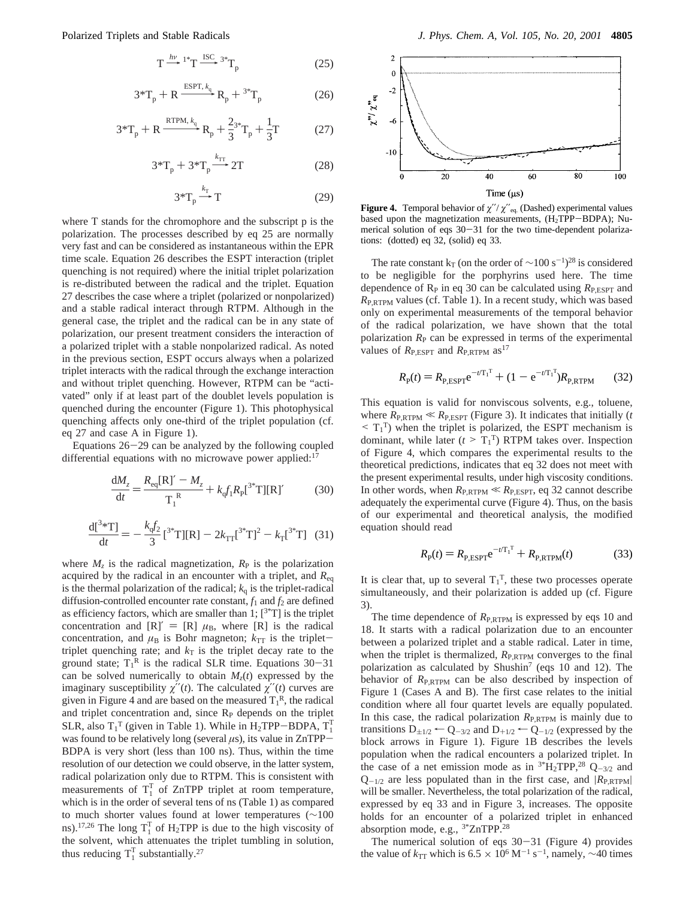$$\mathrm{T} \xrightarrow{h\nu} {}^{1*}\mathrm{T} \xrightarrow{\mathrm{ISC}} {}^{3*}\mathrm{T}_p \tag{25}$$

$$3^*\mathrm{T}_p + \mathrm{R} \xrightarrow{\mathrm{ESPT},\, k_q} \mathrm{R}_p + {}^{3*}\mathrm{T}_p \tag{26}$$

$$3^*\mathrm{T}_p + \mathrm{R} \xrightarrow{\mathrm{RTPM},\, k_q} \mathrm{R}_p + \frac{2}{3}{}^{3*}\mathrm{T}_p + \frac{1}{3}\mathrm{T} \tag{27}$$

$$3^*\mathrm{T}_p + 3^*\mathrm{T}_p \xrightarrow{k_{TT}} 2\mathrm{T} \tag{28}$$

$$3^*\mathrm{T}_p \xrightarrow{k_T} \mathrm{T} \tag{29}$$

where T stands for the chromophore and the subscript p is the polarization. The processes described by eq 25 are normally very fast and can be considered as instantaneous within the EPR time scale. Equation 26 describes the ESPT interaction (triplet quenching is not required) where the initial triplet polarization is re-distributed between the radical and the triplet. Equation 27 describes the case where a triplet (polarized or nonpolarized) and a stable radical interact through RTPM. Although in the general case, the triplet and the radical can be in any state of polarization, our present treatment considers the interaction of a polarized triplet with a stable nonpolarized radical. As noted in the previous section, ESPT occurs always when a polarized triplet interacts with the radical through the exchange interaction and without triplet quenching. However, RTPM can be "activated" only if at least part of the doublet levels population is quenched during the encounter (Figure 1). This photophysical quenching affects only one-third of the triplet population (cf. eq 27 and case A in Figure 1).

Equations 26−29 can be analyzed by the following coupled differential equations with no microwave power applied:[17]

$$\frac{\mathrm{d}M_z}{\mathrm{d}t} = \frac{R_{eq}[\mathrm{R}]' - M_z}{\mathrm{T}_1^{\mathrm{R}}} + k_q f_1 R_P [{}^{3*}\mathrm{T}][\mathrm{R}]' \tag{30}$$

$$\frac{\mathrm{d}[{}^3{}^*\mathrm{T}]}{\mathrm{d}t} = -\frac{k_q f_2}{3}[{}^{3*}\mathrm{T}][\mathrm{R}] - 2k_{TT}[{}^{3*}\mathrm{T}]^2 - k_T[{}^{3*}\mathrm{T}] \tag{31}$$

where $M_z$ is the radical magnetization, $R_P$ is the polarization acquired by the radical in an encounter with a triplet, and $R_{eq}$ is the thermal polarization of the radical; $k_q$ is the triplet-radical diffusion-controlled encounter rate constant, $f_1$ and $f_2$ are defined as efficiency factors, which are smaller than 1; $[{}^{3*}\mathrm{T}]$ is the triplet concentration and $[\mathrm{R}]' = [\mathrm{R}]\ \mu_B$, where [R] is the radical concentration, and $\mu_B$ is Bohr magneton; $k_{TT}$ is the triplet−triplet quenching rate; and $k_T$ is the triplet decay rate to the ground state; $\mathrm{T}_1^{\mathrm{R}}$ is the radical SLR time. Equations 30−31 can be solved numerically to obtain $M_z(t)$ expressed by the imaginary susceptibility $\chi''(t)$. The calculated $\chi''(t)$ curves are given in Figure 4 and are based on the measured $\mathrm{T}_1^{\mathrm{R}}$, the radical and triplet concentration and, since $R_P$ depends on the triplet SLR, also $\mathrm{T}_1^{\mathrm{T}}$ (given in Table 1). While in $H_2$TPP−BDPA, $\mathrm{T}_1^{\mathrm{T}}$ was found to be relatively long (several μs), its value in ZnTPP−BDPA is very short (less than 100 ns). Thus, within the time resolution of our detection we could observe, in the latter system, radical polarization only due to RTPM. This is consistent with measurements of $\mathrm{T}_1^{\mathrm{T}}$ of ZnTPP triplet at room temperature, which is in the order of several tens of ns (Table 1) as compared to much shorter values found at lower temperatures (∼100 ns).[17,26] The long $\mathrm{T}_1^{\mathrm{T}}$ of $H_2$TPP is due to the high viscosity of the solvent, which attenuates the triplet tumbling in solution, thus reducing $\mathrm{T}_1^{\mathrm{T}}$ substantially.[27]

**Figure 4.** Temporal behavior of $\chi''/\chi''_{eq.}$ (Dashed) experimental values based upon the magnetization measurements, ($H_2$TPP−BDPA); Numerical solution of eqs 30−31 for the two time-dependent polarizations: (dotted) eq 32, (solid) eq 33.

The rate constant $k_T$ (on the order of ∼100 $s^{-1}$)[28] is considered to be negligible for the porphyrins used here. The time dependence of $R_P$ in eq 30 can be calculated using $R_{P,ESPT}$ and $R_{P,RTPM}$ values (cf. Table 1). In a recent study, which was based only on experimental measurements of the temporal behavior of the radical polarization, we have shown that the total polarization $R_P$ can be expressed in terms of the experimental values of $R_{P,ESPT}$ and $R_{P,RTPM}$ as[17]

$$R_P(t) = R_{P,ESPT}e^{-t/\mathrm{T}_1^{\mathrm{T}}} + (1 - e^{-t/\mathrm{T}_1^{\mathrm{T}}})R_{P,RTPM} \tag{32}$$

This equation is valid for nonviscous solvents, e.g., toluene, where $R_{P,RTPM} \ll R_{P,ESPT}$ (Figure 3). It indicates that initially ($t < \mathrm{T}_1^{\mathrm{T}}$) when the triplet is polarized, the ESPT mechanism is dominant, while later ($t > \mathrm{T}_1^{\mathrm{T}}$) RTPM takes over. Inspection of Figure 4, which compares the experimental results to the theoretical predictions, indicates that eq 32 does not meet with the present experimental results, under high viscosity conditions. In other words, when $R_{P,RTPM} \ll R_{P,ESPT}$, eq 32 cannot describe adequately the experimental curve (Figure 4). Thus, on the basis of our experimental and theoretical analysis, the modified equation should read

$$R_P(t) = R_{P,ESPT}e^{-t/\mathrm{T}_1^{\mathrm{T}}} + R_{P,RTPM}(t) \tag{33}$$

It is clear that, up to several $\mathrm{T}_1^{\mathrm{T}}$, these two processes operate simultaneously, and their polarization is added up (cf. Figure 3).

The time dependence of $R_{P,RTPM}$ is expressed by eqs 10 and 18. It starts with a radical polarization due to an encounter between a polarized triplet and a stable radical. Later in time, when the triplet is thermalized, $R_{P,RTPM}$ converges to the final polarization as calculated by Shushin[7] (eqs 10 and 12). The behavior of $R_{P,RTPM}$ can be also described by inspection of Figure 1 (Cases A and B). The first case relates to the initial condition where all four quartet levels are equally populated. In this case, the radical polarization $R_{P,RTPM}$ is mainly due to transitions $D_{\pm1/2} \leftarrow Q_{-3/2}$ and $D_{+1/2} \leftarrow Q_{-1/2}$ (expressed by the block arrows in Figure 1). Figure 1B describes the levels population when the radical encounters a polarized triplet. In the case of a net emission mode as in ${}^{3*}H_2$TPP,[28] $Q_{-3/2}$ and $Q_{-1/2}$ are less populated than in the first case, and $|R_{P,RTPM}|$ will be smaller. Nevertheless, the total polarization of the radical, expressed by eq 33 and in Figure 3, increases. The opposite holds for an encounter of a polarized triplet in enhanced absorption mode, e.g., ${}^{3*}$ZnTPP.[28]

The numerical solution of eqs 30−31 (Figure 4) provides the value of $k_{TT}$ which is $6.5 \times 10^6\ M^{-1}\ s^{-1}$, namely, ∼40 times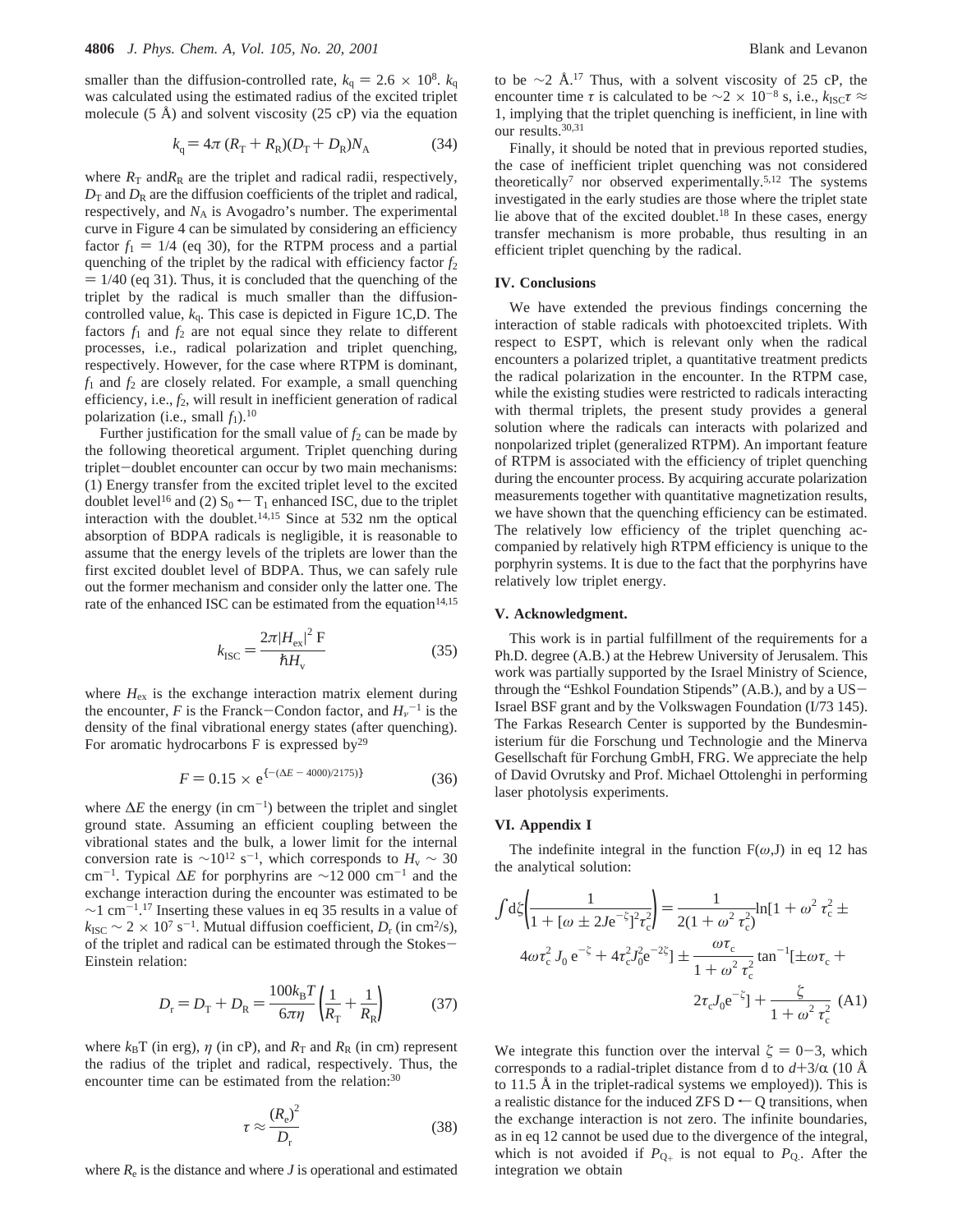smaller than the diffusion-controlled rate, $k_q = 2.6 \times 10^8$. $k_q$ was calculated using the estimated radius of the excited triplet molecule (5 Å) and solvent viscosity (25 cP) via the equation

$$k_q = 4\pi (R_T + R_R)(D_T + D_R)N_A \tag{34}$$

where $R_T$ and $R_R$ are the triplet and radical radii, respectively, $D_T$ and $D_R$ are the diffusion coefficients of the triplet and radical, respectively, and $N_A$ is Avogadro's number. The experimental curve in Figure 4 can be simulated by considering an efficiency factor $f_1 = 1/4$ (eq 30), for the RTPM process and a partial quenching of the triplet by the radical with efficiency factor $f_2 = 1/40$ (eq 31). Thus, it is concluded that the quenching of the triplet by the radical is much smaller than the diffusion-controlled value, $k_q$. This case is depicted in Figure 1C,D. The factors $f_1$ and $f_2$ are not equal since they relate to different processes, i.e., radical polarization and triplet quenching, respectively. However, for the case where RTPM is dominant, $f_1$ and $f_2$ are closely related. For example, a small quenching efficiency, i.e., $f_2$, will result in inefficient generation of radical polarization (i.e., small $f_1$).[10]

Further justification for the small value of $f_2$ can be made by the following theoretical argument. Triplet quenching during triplet–doublet encounter can occur by two main mechanisms: (1) Energy transfer from the excited triplet level to the excited doublet level[16] and (2) $S_0 \leftarrow T_1$ enhanced ISC, due to the triplet interaction with the doublet.[14,15] Since at 532 nm the optical absorption of BDPA radicals is negligible, it is reasonable to assume that the energy levels of the triplets are lower than the first excited doublet level of BDPA. Thus, we can safely rule out the former mechanism and consider only the latter one. The rate of the enhanced ISC can be estimated from the equation[14,15]

$$k_{ISC} = \frac{2\pi |H_{ex}|^2 F}{\hbar H_v} \tag{35}$$

where $H_{ex}$ is the exchange interaction matrix element during the encounter, $F$ is the Franck–Condon factor, and $H_\nu^{-1}$ is the density of the final vibrational energy states (after quenching). For aromatic hydrocarbons F is expressed by[29]

$$F = 0.15 \times e^{\{-(\Delta E - 4000)/2175)\}} \tag{36}$$

where $\Delta E$ the energy (in cm$^{-1}$) between the triplet and singlet ground state. Assuming an efficient coupling between the vibrational states and the bulk, a lower limit for the internal conversion rate is $\sim 10^{12}$ s$^{-1}$, which corresponds to $H_v \sim 30$ cm$^{-1}$. Typical $\Delta E$ for porphyrins are $\sim$12 000 cm$^{-1}$ and the exchange interaction during the encounter was estimated to be $\sim$1 cm$^{-1}$.[17] Inserting these values in eq 35 results in a value of $k_{ISC} \sim 2 \times 10^7$ s$^{-1}$. Mutual diffusion coefficient, $D_r$ (in cm$^2$/s), of the triplet and radical can be estimated through the Stokes–Einstein relation:

$$D_r = D_T + D_R = \frac{100 k_B T}{6\pi\eta}\left(\frac{1}{R_T} + \frac{1}{R_R}\right) \tag{37}$$

where $k_BT$ (in erg), $\eta$ (in cP), and $R_T$ and $R_R$ (in cm) represent the radius of the triplet and radical, respectively. Thus, the encounter time can be estimated from the relation:[30]

$$\tau \approx \frac{(R_e)^2}{D_r} \tag{38}$$

where $R_e$ is the distance and where $J$ is operational and estimated to be $\sim$2 Å.[17] Thus, with a solvent viscosity of 25 cP, the encounter time $\tau$ is calculated to be $\sim 2 \times 10^{-8}$ s, i.e., $k_{ISC}\tau \approx 1$, implying that the triplet quenching is inefficient, in line with our results.[30,31]

Finally, it should be noted that in previous reported studies, the case of inefficient triplet quenching was not considered theoretically[7] nor observed experimentally.[5,12] The systems investigated in the early studies are those where the triplet state lie above that of the excited doublet.[18] In these cases, energy transfer mechanism is more probable, thus resulting in an efficient triplet quenching by the radical.

## IV. Conclusions

We have extended the previous findings concerning the interaction of stable radicals with photoexcited triplets. With respect to ESPT, which is relevant only when the radical encounters a polarized triplet, a quantitative treatment predicts the radical polarization in the encounter. In the RTPM case, while the existing studies were restricted to radicals interacting with thermal triplets, the present study provides a general solution where the radicals can interacts with polarized and nonpolarized triplet (generalized RTPM). An important feature of RTPM is associated with the efficiency of triplet quenching during the encounter process. By acquiring accurate polarization measurements together with quantitative magnetization results, we have shown that the quenching efficiency can be estimated. The relatively low efficiency of the triplet quenching accompanied by relatively high RTPM efficiency is unique to the porphyrin systems. It is due to the fact that the porphyrins have relatively low triplet energy.

## V. Acknowledgment.

This work is in partial fulfillment of the requirements for a Ph.D. degree (A.B.) at the Hebrew University of Jerusalem. This work was partially supported by the Israel Ministry of Science, through the "Eshkol Foundation Stipends" (A.B.), and by a US–Israel BSF grant and by the Volkswagen Foundation (I/73 145). The Farkas Research Center is supported by the Bundesministerium für die Forschung und Technologie and the Minerva Gesellschaft für Forchung GmbH, FRG. We appreciate the help of David Ovrutsky and Prof. Michael Ottolenghi in performing laser photolysis experiments.

## VI. Appendix I

The indefinite integral in the function F($\omega$,J) in eq 12 has the analytical solution:

$$\int d\zeta \left(\frac{1}{1 + [\omega \pm 2Je^{-\zeta}]^2\tau_c^2}\right) = \frac{1}{2(1+\omega^2\tau_c^2)}\ln[1 + \omega^2\tau_c^2 \pm 4\omega\tau_c^2 J_0 e^{-\zeta} + 4\tau_c^2 J_0^2 e^{-2\zeta}] \pm \frac{\omega\tau_c}{1+\omega^2\tau_c^2}\tan^{-1}[\pm\omega\tau_c + 2\tau_c J_0 e^{-\zeta}] + \frac{\zeta}{1+\omega^2\tau_c^2} \tag{A1}$$

We integrate this function over the interval $\zeta = 0$–3, which corresponds to a radial-triplet distance from d to $d$+3/$\alpha$ (10 Å to 11.5 Å in the triplet-radical systems we employed)). This is a realistic distance for the induced ZFS D $\leftarrow$ Q transitions, when the exchange interaction is not zero. The infinite boundaries, as in eq 12 cannot be used due to the divergence of the integral, which is not avoided if $P_{Q_+}$ is not equal to $P_{Q_-}$. After the integration we obtain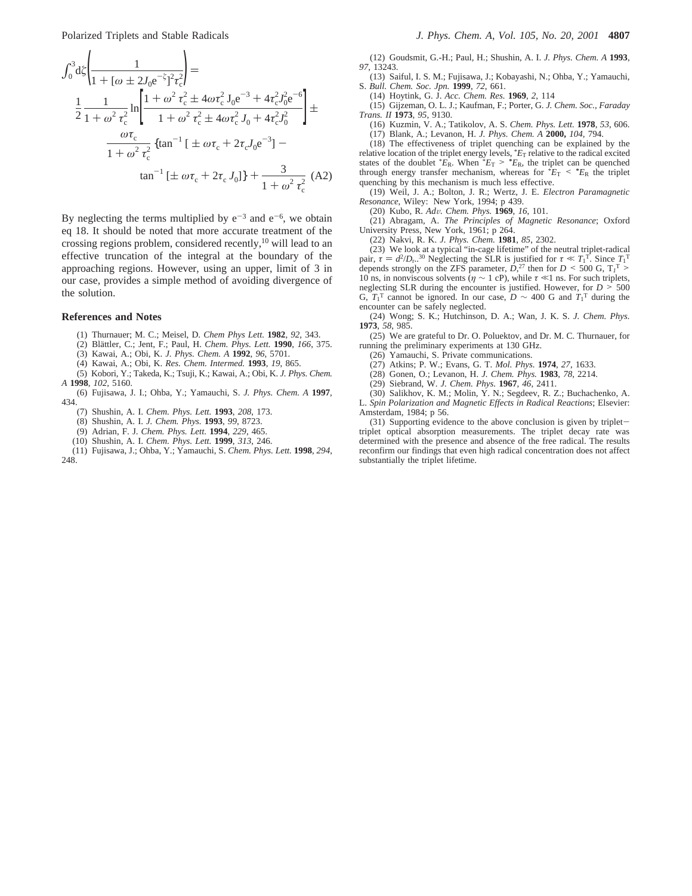$$\int_0^3 \mathrm{d}\zeta \left( \frac{1}{1 + [\omega \pm 2J_0 \mathrm{e}^{-\zeta}]^2 \tau_c^2} \right) = \frac{1}{2} \frac{1}{1 + \omega^2 \tau_c^2} \ln \left[ \frac{1 + \omega^2 \tau_c^2 \pm 4\omega\tau_c^2 J_0 \mathrm{e}^{-3} + 4\tau_c^2 J_0^2 \mathrm{e}^{-6}}{1 + \omega^2 \tau_c^2 \pm 4\omega\tau_c^2 J_0 + 4\tau_c^2 J_0^2} \right] \pm \frac{\omega\tau_c}{1 + \omega^2 \tau_c^2} \{\tan^{-1} [\pm \omega\tau_c + 2\tau_c J_0 \mathrm{e}^{-3}] - \tan^{-1} [\pm \omega\tau_c + 2\tau_c J_0]\} + \frac{3}{1 + \omega^2 \tau_c^2} \quad \text{(A2)}$$

By neglecting the terms multiplied by $e^{-3}$ and $e^{-6}$, we obtain eq 18. It should be noted that more accurate treatment of the crossing regions problem, considered recently,[10] will lead to an effective truncation of the integral at the boundary of the approaching regions. However, using an upper, limit of 3 in our case, provides a simple method of avoiding divergence of the solution.

### References and Notes

(1) Thurnauer; M. C.; Meisel, D. *Chem Phys Lett.* **1982**, *92*, 343.
(2) Blättler, C.; Jent, F.; Paul, H. *Chem. Phys. Lett.* **1990**, *166*, 375.
(3) Kawai, A.; Obi, K. *J. Phys. Chem. A* **1992**, *96*, 5701.
(4) Kawai, A.; Obi, K. *Res. Chem. Intermed.* **1993**, *19*, 865.
(5) Kobori, Y.; Takeda, K.; Tsuji, K.; Kawai, A.; Obi, K. *J. Phys. Chem. A* **1998**, *102*, 5160.
(6) Fujisawa, J. I.; Ohba, Y.; Yamauchi, S. *J. Phys. Chem. A* **1997**, 434.
(7) Shushin, A. I. *Chem. Phys. Lett.* **1993**, *208*, 173.
(8) Shushin, A. I. *J. Chem. Phys.* **1993**, *99*, 8723.
(9) Adrian, F. J. *Chem. Phys. Lett.* **1994**, *229*, 465.
(10) Shushin, A. I. *Chem. Phys. Lett.* **1999**, *313*, 246.
(11) Fujisawa, J.; Ohba, Y.; Yamauchi, S. *Chem. Phys. Lett.* **1998**, *294*, 248.
(12) Goudsmit, G.-H.; Paul, H.; Shushin, A. I. *J. Phys. Chem. A* **1993**, *97*, 13243.
(13) Saiful, I. S. M.; Fujisawa, J.; Kobayashi, N.; Ohba, Y.; Yamauchi, S. *Bull. Chem. Soc. Jpn.* **1999**, *72*, 661.
(14) Hoytink, G. J. *Acc. Chem. Res.* **1969**, *2*, 114
(15) Gijzeman, O. L. J.; Kaufman, F.; Porter, G. *J. Chem. Soc., Faraday Trans. II* **1973**, *95*, 9130.
(16) Kuzmin, V. A.; Tatikolov, A. S. *Chem. Phys. Lett.* **1978**, *53*, 606.
(17) Blank, A.; Levanon, H. *J. Phys. Chem. A* **2000,** *104*, 794.
(18) The effectiveness of triplet quenching can be explained by the relative location of the triplet energy levels, $^*E_T$ relative to the radical excited states of the doublet $^*E_R$. When $^*E_T > {}^*E_R$, the triplet can be quenched through energy transfer mechanism, whereas for $^*E_T < {}^*E_R$ the triplet quenching by this mechanism is much less effective.
(19) Weil, J. A.; Bolton, J. R.; Wertz, J. E. *Electron Paramagnetic Resonance*, Wiley: New York, 1994; p 439.
(20) Kubo, R. *Adv. Chem. Phys.* **1969**, *16*, 101.
(21) Abragam, A. *The Principles of Magnetic Resonance*; Oxford University Press, New York, 1961; p 264.
(22) Nakvi, R. K. *J. Phys. Chem.* **1981**, *85*, 2302.
(23) We look at a typical "in-cage lifetime" of the neutral triplet-radical pair, $\tau = d^2/D_r$.[30] Neglecting the SLR is justified for $\tau \ll T_1^T$. Since $T_1^T$ depends strongly on the ZFS parameter, $D$,[27] then for $D < 500$ G, $T_1^T > 10$ ns, in nonviscous solvents ($\eta \sim 1$ cP), while $\tau \ll 1$ ns. For such triplets, neglecting SLR during the encounter is justified. However, for $D > 500$ G, $T_1^T$ cannot be ignored. In our case, $D \sim 400$ G and $T_1^T$ during the encounter can be safely neglected.
(24) Wong; S. K.; Hutchinson, D. A.; Wan, J. K. S. *J. Chem. Phys.* **1973**, *58*, 985.
(25) We are grateful to Dr. O. Poluektov, and Dr. M. C. Thurnauer, for running the preliminary experiments at 130 GHz.
(26) Yamauchi, S. Private communications.
(27) Atkins; P. W.; Evans, G. T. *Mol. Phys.* **1974**, *27*, 1633.
(28) Gonen, O.; Levanon, H. *J. Chem. Phys.* **1983**, *78*, 2214.
(29) Siebrand, W. *J. Chem. Phys.* **1967**, *46*, 2411.
(30) Salikhov, K. M.; Molin, Y. N.; Segdeev, R. Z.; Buchachenko, A. L. *Spin Polarization and Magnetic Effects in Radical Reactions*; Elsevier: Amsterdam, 1984; p 56.
(31) Supporting evidence to the above conclusion is given by triplet–triplet optical absorption measurements. The triplet decay rate was determined with the presence and absence of the free radical. The results reconfirm our findings that even high radical concentration does not affect substantially the triplet lifetime.